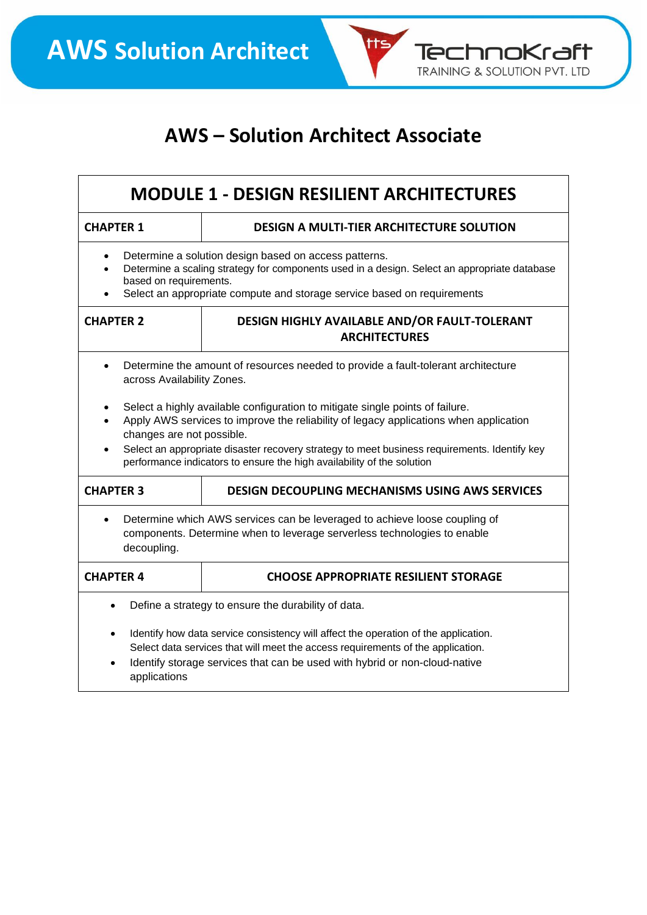# AWS – Solution Architect Associate

## MODULE 1 - DESIGN RESILIENT ARCHITECTURES

| CHAPTER 1 | DESIGN A MULTI-TIER ARCHITECTURE SOLUTION |
|---|---|

- Determine a solution design based on access patterns.
- Determine a scaling strategy for components used in a design. Select an appropriate database based on requirements.
- Select an appropriate compute and storage service based on requirements

| CHAPTER 2 | DESIGN HIGHLY AVAILABLE AND/OR FAULT-TOLERANT ARCHITECTURES |
|---|---|

- Determine the amount of resources needed to provide a fault-tolerant architecture across Availability Zones.
- Select a highly available configuration to mitigate single points of failure.
- Apply AWS services to improve the reliability of legacy applications when application changes are not possible.
- Select an appropriate disaster recovery strategy to meet business requirements. Identify key performance indicators to ensure the high availability of the solution

| CHAPTER 3 | DESIGN DECOUPLING MECHANISMS USING AWS SERVICES |
|---|---|

- Determine which AWS services can be leveraged to achieve loose coupling of components. Determine when to leverage serverless technologies to enable decoupling.

| CHAPTER 4 | CHOOSE APPROPRIATE RESILIENT STORAGE |
|---|---|

- Define a strategy to ensure the durability of data.
- Identify how data service consistency will affect the operation of the application. Select data services that will meet the access requirements of the application.
- Identify storage services that can be used with hybrid or non-cloud-native applications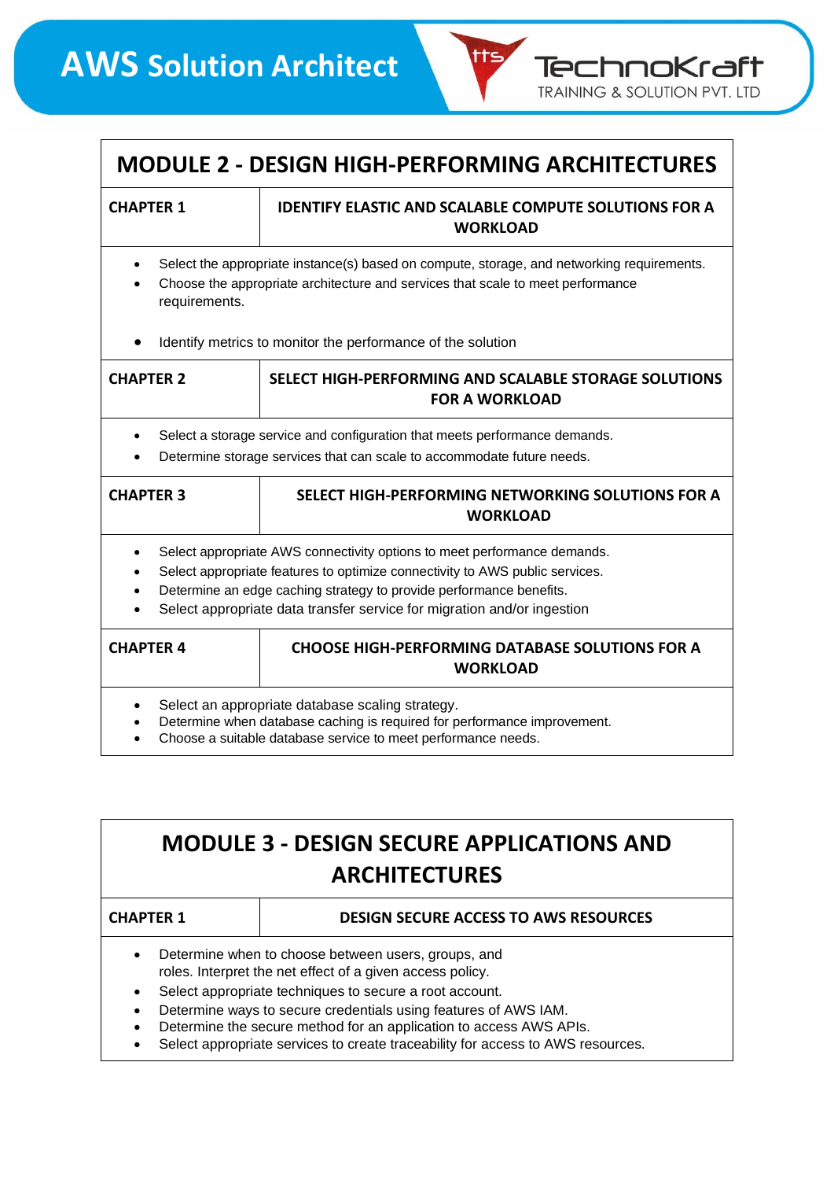## MODULE 2 - DESIGN HIGH-PERFORMING ARCHITECTURES

| CHAPTER 1 | IDENTIFY ELASTIC AND SCALABLE COMPUTE SOLUTIONS FOR A WORKLOAD |
|---|---|

- Select the appropriate instance(s) based on compute, storage, and networking requirements.
- Choose the appropriate architecture and services that scale to meet performance requirements.
- Identify metrics to monitor the performance of the solution

| CHAPTER 2 | SELECT HIGH-PERFORMING AND SCALABLE STORAGE SOLUTIONS FOR A WORKLOAD |
|---|---|

- Select a storage service and configuration that meets performance demands.
- Determine storage services that can scale to accommodate future needs.

| CHAPTER 3 | SELECT HIGH-PERFORMING NETWORKING SOLUTIONS FOR A WORKLOAD |
|---|---|

- Select appropriate AWS connectivity options to meet performance demands.
- Select appropriate features to optimize connectivity to AWS public services.
- Determine an edge caching strategy to provide performance benefits.
- Select appropriate data transfer service for migration and/or ingestion

| CHAPTER 4 | CHOOSE HIGH-PERFORMING DATABASE SOLUTIONS FOR A WORKLOAD |
|---|---|

- Select an appropriate database scaling strategy.
- Determine when database caching is required for performance improvement.
- Choose a suitable database service to meet performance needs.

## MODULE 3 - DESIGN SECURE APPLICATIONS AND ARCHITECTURES

| CHAPTER 1 | DESIGN SECURE ACCESS TO AWS RESOURCES |
|---|---|

- Determine when to choose between users, groups, and roles. Interpret the net effect of a given access policy.
- Select appropriate techniques to secure a root account.
- Determine ways to secure credentials using features of AWS IAM.
- Determine the secure method for an application to access AWS APIs.
- Select appropriate services to create traceability for access to AWS resources.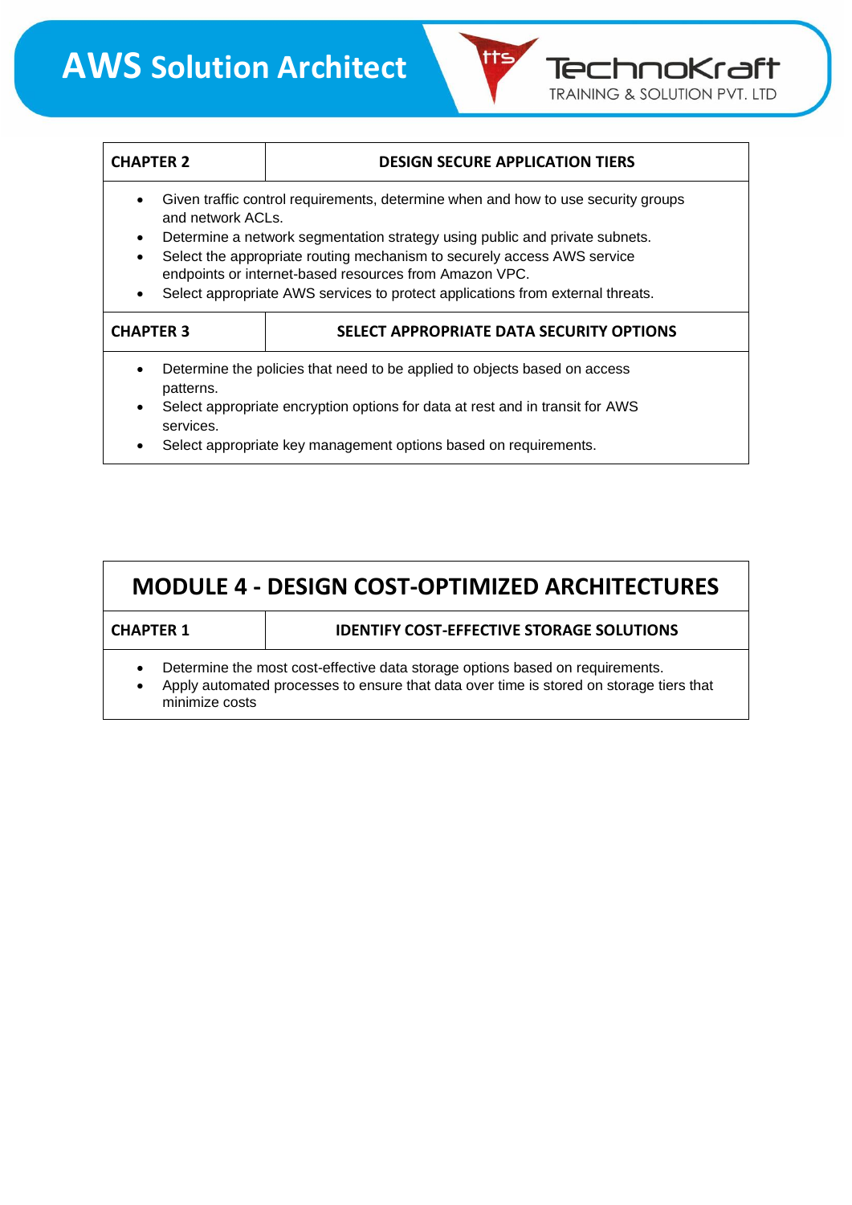| CHAPTER 2 | DESIGN SECURE APPLICATION TIERS |
|---|---|

- Given traffic control requirements, determine when and how to use security groups and network ACLs.
- Determine a network segmentation strategy using public and private subnets.
- Select the appropriate routing mechanism to securely access AWS service endpoints or internet-based resources from Amazon VPC.
- Select appropriate AWS services to protect applications from external threats.

| CHAPTER 3 | SELECT APPROPRIATE DATA SECURITY OPTIONS |
|---|---|

- Determine the policies that need to be applied to objects based on access patterns.
- Select appropriate encryption options for data at rest and in transit for AWS services.
- Select appropriate key management options based on requirements.

## MODULE 4 - DESIGN COST-OPTIMIZED ARCHITECTURES

| CHAPTER 1 | IDENTIFY COST-EFFECTIVE STORAGE SOLUTIONS |
|---|---|

- Determine the most cost-effective data storage options based on requirements.
- Apply automated processes to ensure that data over time is stored on storage tiers that minimize costs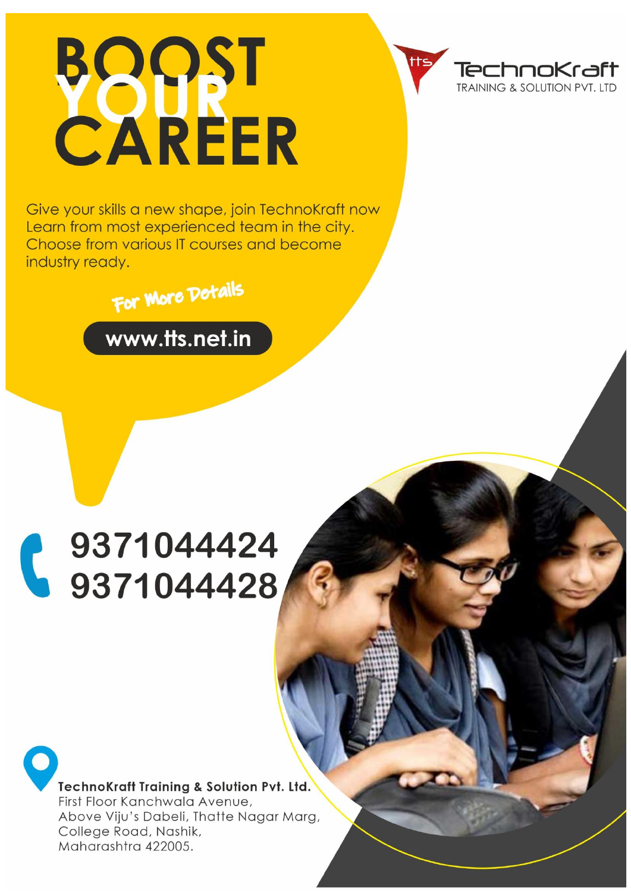# BOOST YOUR CAREER

TechnoKraft
TRAINING & SOLUTION PVT. LTD

Give your skills a new shape, join TechnoKraft now
Learn from most experienced team in the city.
Choose from various IT courses and become industry ready.

For More Details

**www.tts.net.in**

**9371044424**
**9371044428**

**TechnoKraft Training & Solution Pvt. Ltd.**
First Floor Kanchwala Avenue,
Above Viju's Dabeli, Thatte Nagar Marg,
College Road, Nashik,
Maharashtra 422005.